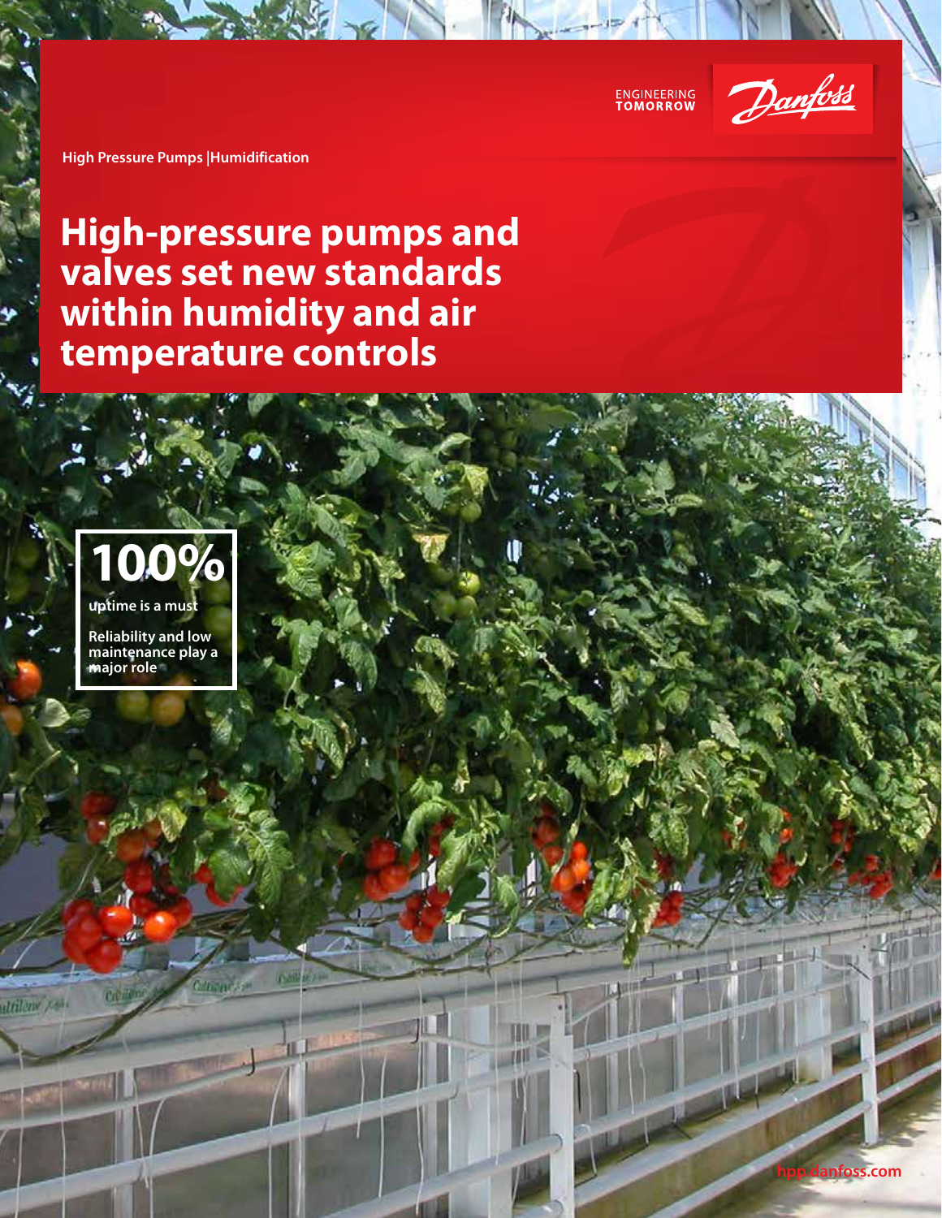ENGINEERING TOMORROW

High Pressure Pumps |Humidification

# High-pressure pumps and valves set new standards within humidity and air temperature controls

**100%**

**uptime is a must**

**Reliability and low maintenance play a major role**

hpp.danfoss.com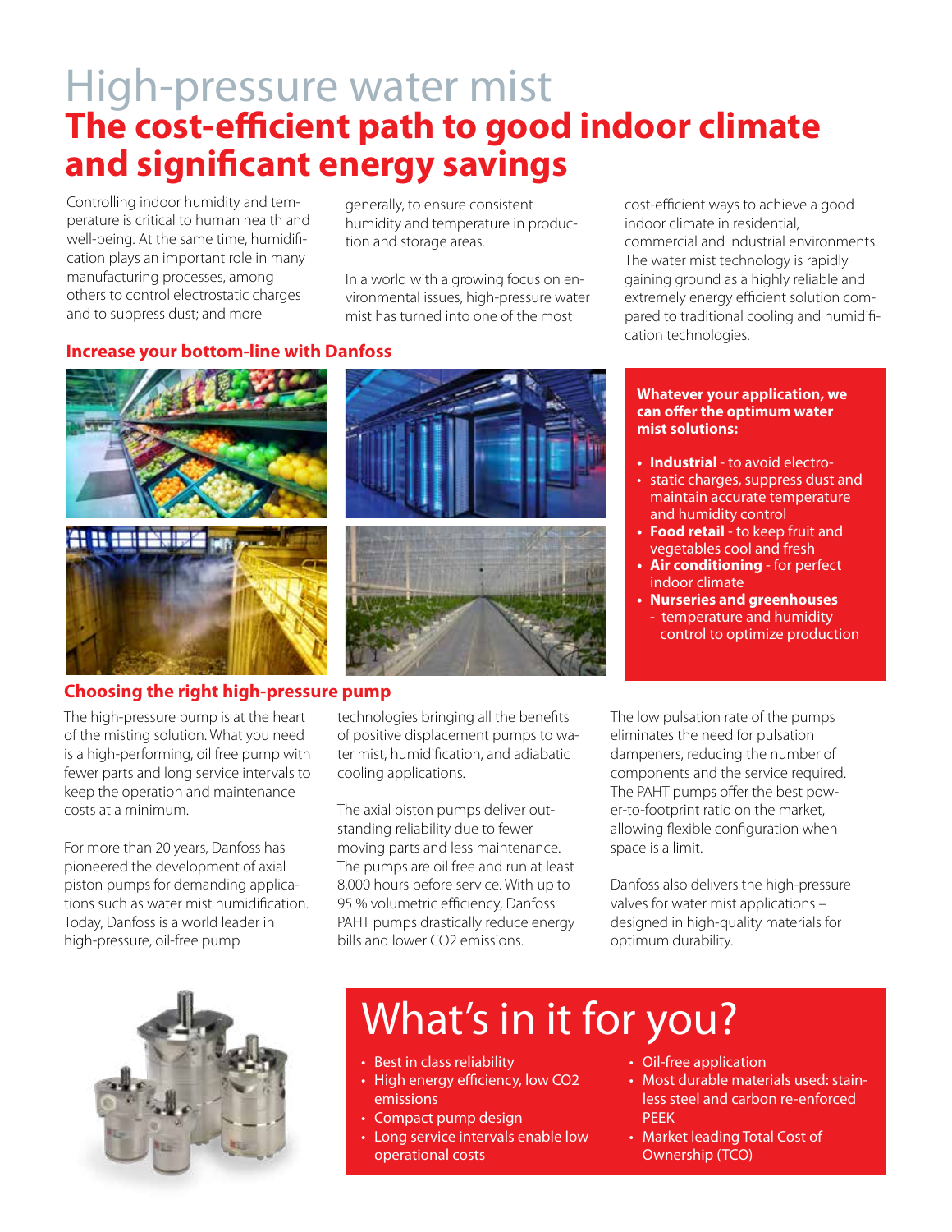// High-pressure water mist
# The cost-efficient path to good indoor climate and significant energy savings

Controlling indoor humidity and temperature is critical to human health and well-being. At the same time, humidification plays an important role in many manufacturing processes, among others to control electrostatic charges and to suppress dust; and more generally, to ensure consistent humidity and temperature in production and storage areas.

In a world with a growing focus on environmental issues, high-pressure water mist has turned into one of the most cost-efficient ways to achieve a good indoor climate in residential, commercial and industrial environments. The water mist technology is rapidly gaining ground as a highly reliable and extremely energy efficient solution compared to traditional cooling and humidification technologies.

## Increase your bottom-line with Danfoss

**Whatever your application, we can offer the optimum water mist solutions:**

- **Industrial** - to avoid electro-static charges, suppress dust and maintain accurate temperature and humidity control
- **Food retail** - to keep fruit and vegetables cool and fresh
- **Air conditioning** - for perfect indoor climate
- **Nurseries and greenhouses** - temperature and humidity control to optimize production

## Choosing the right high-pressure pump

The high-pressure pump is at the heart of the misting solution. What you need is a high-performing, oil free pump with fewer parts and long service intervals to keep the operation and maintenance costs at a minimum.

For more than 20 years, Danfoss has pioneered the development of axial piston pumps for demanding applications such as water mist humidification. Today, Danfoss is a world leader in high-pressure, oil-free pump technologies bringing all the benefits of positive displacement pumps to water mist, humidification, and adiabatic cooling applications.

The axial piston pumps deliver outstanding reliability due to fewer moving parts and less maintenance. The pumps are oil free and run at least 8,000 hours before service. With up to 95 % volumetric efficiency, Danfoss PAHT pumps drastically reduce energy bills and lower $CO_2$ emissions.

The low pulsation rate of the pumps eliminates the need for pulsation dampeners, reducing the number of components and the service required. The PAHT pumps offer the best power-to-footprint ratio on the market, allowing flexible configuration when space is a limit.

Danfoss also delivers the high-pressure valves for water mist applications – designed in high-quality materials for optimum durability.

# What's in it for you?

- Best in class reliability
- High energy efficiency, low $CO_2$ emissions
- Compact pump design
- Long service intervals enable low operational costs
- Oil-free application
- Most durable materials used: stainless steel and carbon re-enforced PEEK
- Market leading Total Cost of Ownership (TCO)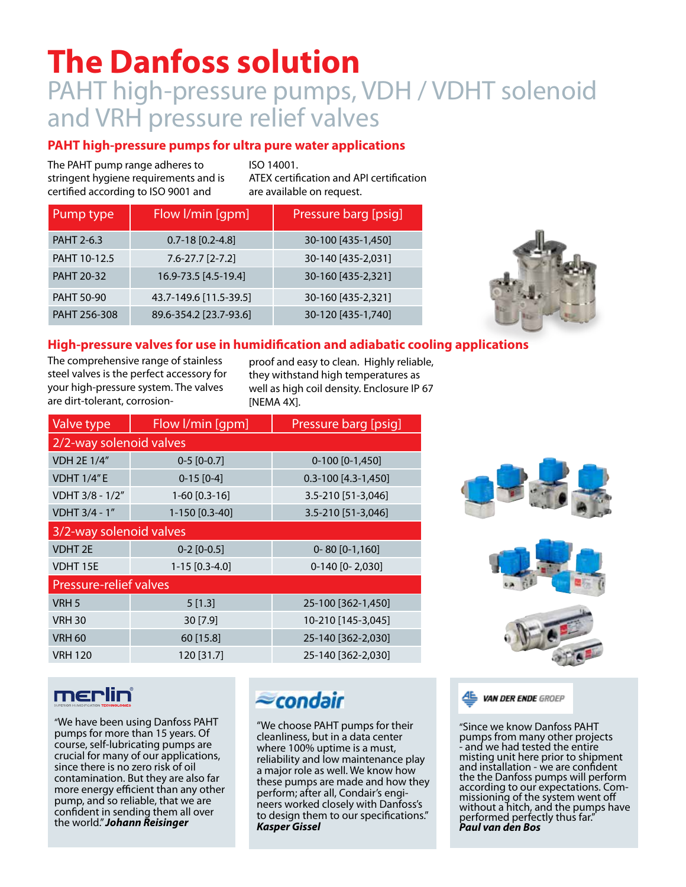# The Danfoss solution

## PAHT high-pressure pumps, VDH / VDHT solenoid and VRH pressure relief valves

### PAHT high-pressure pumps for ultra pure water applications

The PAHT pump range adheres to stringent hygiene requirements and is certified according to ISO 9001 and ISO 14001. ATEX certification and API certification are available on request.

| Pump type | Flow l/min [gpm] | Pressure barg [psig] |
|---|---|---|
| PAHT 2-6.3 | 0.7-18 [0.2-4.8] | 30-100 [435-1,450] |
| PAHT 10-12.5 | 7.6-27.7 [2-7.2] | 30-140 [435-2,031] |
| PAHT 20-32 | 16.9-73.5 [4.5-19.4] | 30-160 [435-2,321] |
| PAHT 50-90 | 43.7-149.6 [11.5-39.5] | 30-160 [435-2,321] |
| PAHT 256-308 | 89.6-354.2 [23.7-93.6] | 30-120 [435-1,740] |

### High-pressure valves for use in humidification and adiabatic cooling applications

The comprehensive range of stainless steel valves is the perfect accessory for your high-pressure system. The valves are dirt-tolerant, corrosion-proof and easy to clean. Highly reliable, they withstand high temperatures as well as high coil density. Enclosure IP 67 [NEMA 4X].

| Valve type | Flow l/min [gpm] | Pressure barg [psig] |
|---|---|---|
| **2/2-way solenoid valves** | | |
| VDH 2E 1/4" | 0-5 [0-0.7] | 0-100 [0-1,450] |
| VDHT 1/4" E | 0-15 [0-4] | 0.3-100 [4.3-1,450] |
| VDHT 3/8 - 1/2" | 1-60 [0.3-16] | 3.5-210 [51-3,046] |
| VDHT 3/4 - 1" | 1-150 [0.3-40] | 3.5-210 [51-3,046] |
| **3/2-way solenoid valves** | | |
| VDHT 2E | 0-2 [0-0.5] | 0- 80 [0-1,160] |
| VDHT 15E | 1-15 [0.3-4.0] | 0-140 [0- 2,030] |
| **Pressure-relief valves** | | |
| VRH 5 | 5 [1.3] | 25-100 [362-1,450] |
| VRH 30 | 30 [7.9] | 10-210 [145-3,045] |
| VRH 60 | 60 [15.8] | 25-140 [362-2,030] |
| VRH 120 | 120 [31.7] | 25-140 [362-2,030] |

**merlin** – Superior Humidification Technologies

"We have been using Danfoss PAHT pumps for more than 15 years. Of course, self-lubricating pumps are crucial for many of our applications, since there is no risk of oil contamination. But they are also far more energy efficient than any other pump, and so reliable, that we are confident in sending them all over the world." ***Johann Reisinger***

**condair**

"We choose PAHT pumps for their cleanliness, but in a data center where 100% uptime is a must, reliability and low maintenance play a major role as well. We know how these pumps are made and how they perform; after all, Condair's engineers worked closely with Danfoss's to design them to our specifications." ***Kasper Gissel***

**VAN DER ENDE GROEP**

"Since we know Danfoss PAHT pumps from many other projects - and we had tested the entire misting unit here prior to shipment and installation - we are confident the the Danfoss pumps will perform according to our expectations. Commissioning of the system went off without a hitch, and the pumps have performed perfectly thus far." ***Paul van den Bos***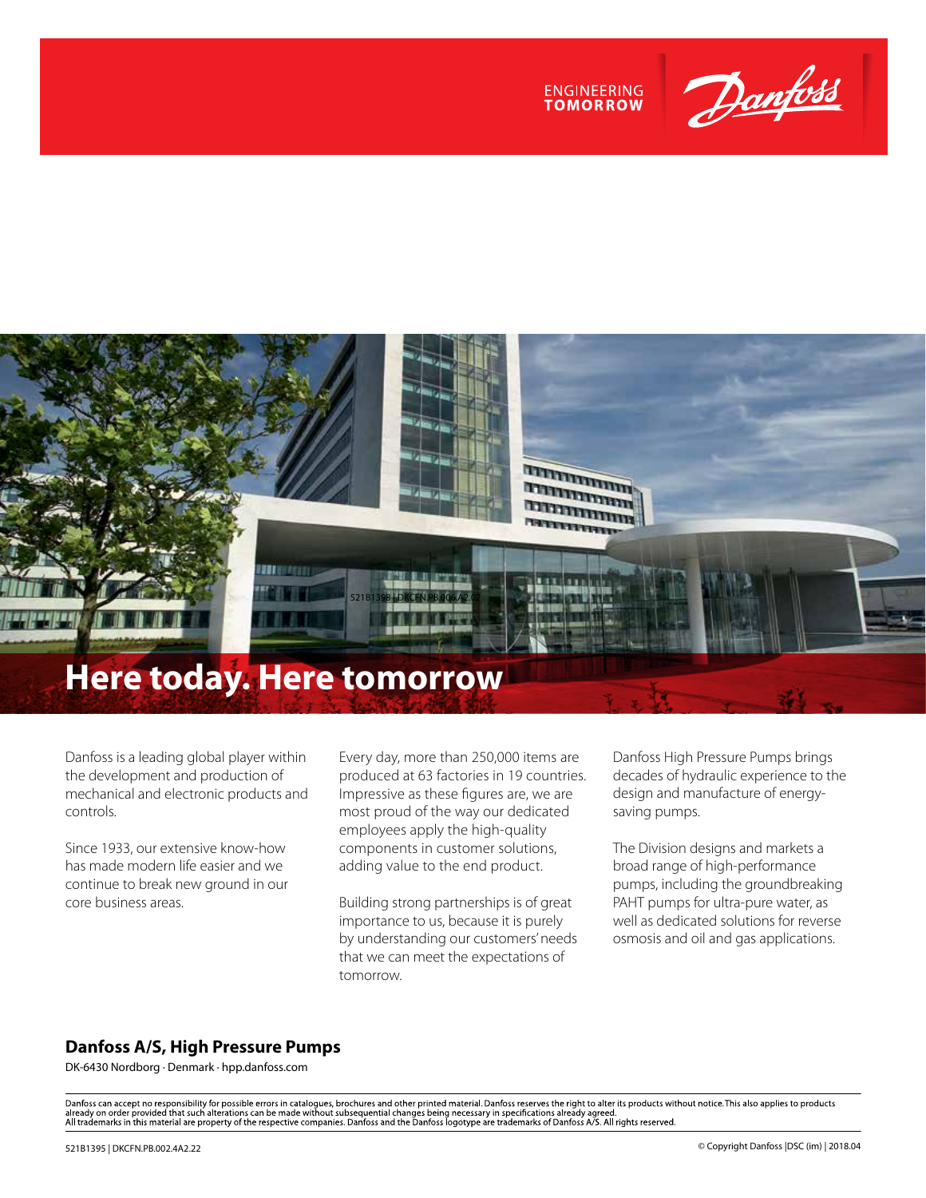ENGINEERING TOMORROW

Danfoss

# Here today. Here tomorrow

Danfoss is a leading global player within the development and production of mechanical and electronic products and controls.

Since 1933, our extensive know-how has made modern life easier and we continue to break new ground in our core business areas.

Every day, more than 250,000 items are produced at 63 factories in 19 countries. Impressive as these figures are, we are most proud of the way our dedicated employees apply the high-quality components in customer solutions, adding value to the end product.

Building strong partnerships is of great importance to us, because it is purely by understanding our customers' needs that we can meet the expectations of tomorrow.

Danfoss High Pressure Pumps brings decades of hydraulic experience to the design and manufacture of energy-saving pumps.

The Division designs and markets a broad range of high-performance pumps, including the groundbreaking PAHT pumps for ultra-pure water, as well as dedicated solutions for reverse osmosis and oil and gas applications.

## Danfoss A/S, High Pressure Pumps

DK-6430 Nordborg · Denmark · hpp.danfoss.com

Danfoss can accept no responsibility for possible errors in catalogues, brochures and other printed material. Danfoss reserves the right to alter its products without notice. This also applies to products already on order provided that such alterations can be made without subsequential changes being necessary in specifications already agreed.
All trademarks in this material are property of the respective companies. Danfoss and the Danfoss logotype are trademarks of Danfoss A/S. All rights reserved.

521B1395 | DKCFN.PB.002.4A2.22

© Copyright Danfoss |DSC (im) | 2018.04